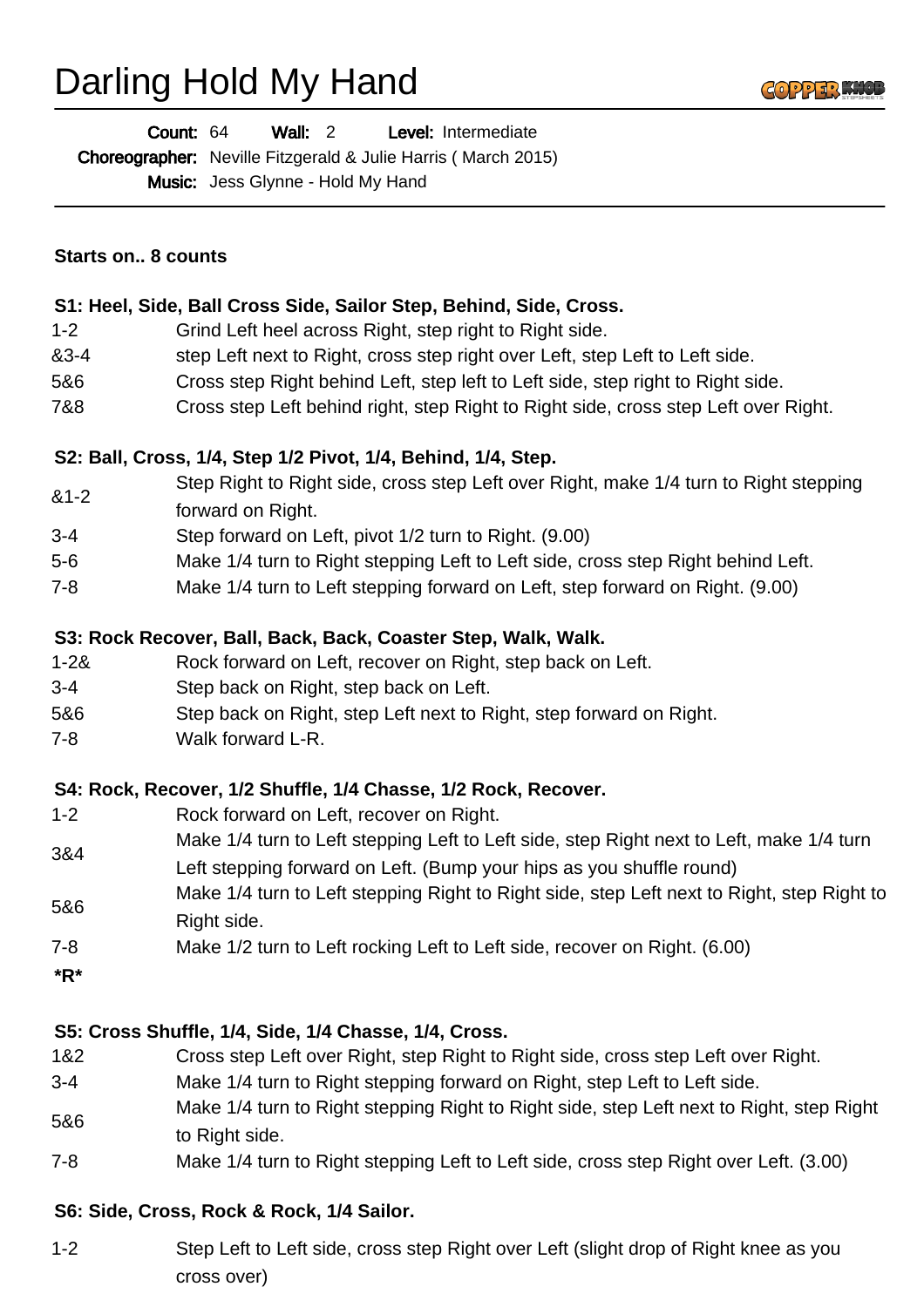# Darling Hold My Hand

**Count:** 64 **Wall:** 2 **Level:** Intermediate

**Choreographer:** Neville Fitzgerald & Julie Harris ( March 2015)

**Music:** Jess Glynne - Hold My Hand

---

**Starts on.. 8 counts**

**S1: Heel, Side, Ball Cross Side, Sailor Step, Behind, Side, Cross.**

| | |
|---|---|
| 1-2 | Grind Left heel across Right, step right to Right side. |
| &3-4 | step Left next to Right, cross step right over Left, step Left to Left side. |
| 5&6 | Cross step Right behind Left, step left to Left side, step right to Right side. |
| 7&8 | Cross step Left behind right, step Right to Right side, cross step Left over Right. |

**S2: Ball, Cross, 1/4, Step 1/2 Pivot, 1/4, Behind, 1/4, Step.**

| | |
|---|---|
| &1-2 | Step Right to Right side, cross step Left over Right, make 1/4 turn to Right stepping forward on Right. |
| 3-4 | Step forward on Left, pivot 1/2 turn to Right. (9.00) |
| 5-6 | Make 1/4 turn to Right stepping Left to Left side, cross step Right behind Left. |
| 7-8 | Make 1/4 turn to Left stepping forward on Left, step forward on Right. (9.00) |

**S3: Rock Recover, Ball, Back, Back, Coaster Step, Walk, Walk.**

| | |
|---|---|
| 1-2& | Rock forward on Left, recover on Right, step back on Left. |
| 3-4 | Step back on Right, step back on Left. |
| 5&6 | Step back on Right, step Left next to Right, step forward on Right. |
| 7-8 | Walk forward L-R. |

**S4: Rock, Recover, 1/2 Shuffle, 1/4 Chasse, 1/2 Rock, Recover.**

| | |
|---|---|
| 1-2 | Rock forward on Left, recover on Right. |
| 3&4 | Make 1/4 turn to Left stepping Left to Left side, step Right next to Left, make 1/4 turn Left stepping forward on Left. (Bump your hips as you shuffle round) |
| 5&6 | Make 1/4 turn to Left stepping Right to Right side, step Left next to Right, step Right to Right side. |
| 7-8 | Make 1/2 turn to Left rocking Left to Left side, recover on Right. (6.00) |

***R***

**S5: Cross Shuffle, 1/4, Side, 1/4 Chasse, 1/4, Cross.**

| | |
|---|---|
| 1&2 | Cross step Left over Right, step Right to Right side, cross step Left over Right. |
| 3-4 | Make 1/4 turn to Right stepping forward on Right, step Left to Left side. |
| 5&6 | Make 1/4 turn to Right stepping Right to Right side, step Left next to Right, step Right to Right side. |
| 7-8 | Make 1/4 turn to Right stepping Left to Left side, cross step Right over Left. (3.00) |

**S6: Side, Cross, Rock & Rock, 1/4 Sailor.**

| | |
|---|---|
| 1-2 | Step Left to Left side, cross step Right over Left (slight drop of Right knee as you cross over) |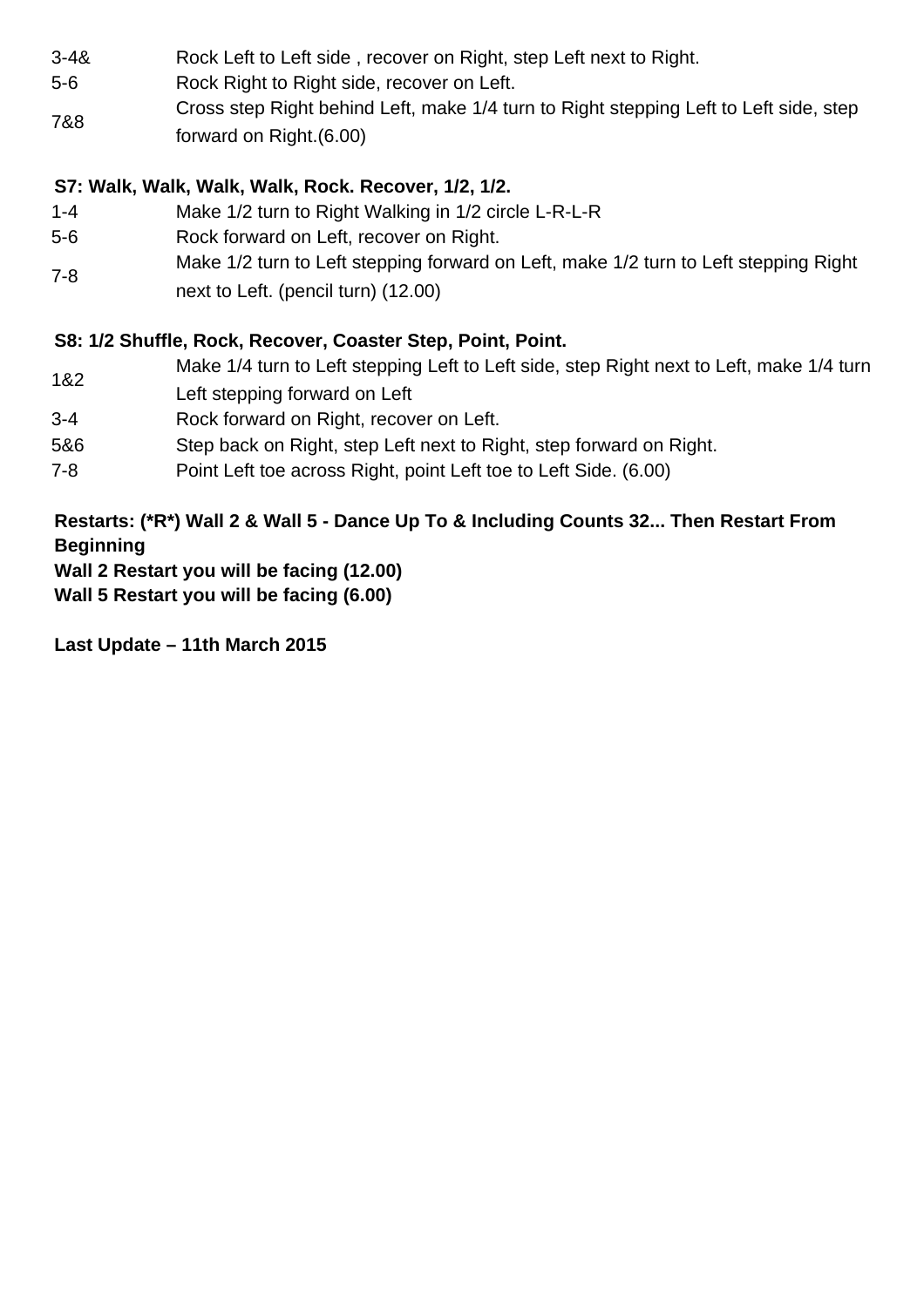| | |
|---|---|
| 3-4& | Rock Left to Left side , recover on Right, step Left next to Right. |
| 5-6 | Rock Right to Right side, recover on Left. |
| 7&8 | Cross step Right behind Left, make 1/4 turn to Right stepping Left to Left side, step forward on Right.(6.00) |

**S7: Walk, Walk, Walk, Walk, Rock. Recover, 1/2, 1/2.**

| | |
|---|---|
| 1-4 | Make 1/2 turn to Right Walking in 1/2 circle L-R-L-R |
| 5-6 | Rock forward on Left, recover on Right. |
| 7-8 | Make 1/2 turn to Left stepping forward on Left, make 1/2 turn to Left stepping Right next to Left. (pencil turn) (12.00) |

**S8: 1/2 Shuffle, Rock, Recover, Coaster Step, Point, Point.**

| | |
|---|---|
| 1&2 | Make 1/4 turn to Left stepping Left to Left side, step Right next to Left, make 1/4 turn Left stepping forward on Left |
| 3-4 | Rock forward on Right, recover on Left. |
| 5&6 | Step back on Right, step Left next to Right, step forward on Right. |
| 7-8 | Point Left toe across Right, point Left toe to Left Side. (6.00) |

**Restarts: (*R*) Wall 2 & Wall 5 - Dance Up To & Including Counts 32... Then Restart From Beginning**
**Wall 2 Restart you will be facing (12.00)**
**Wall 5 Restart you will be facing (6.00)**

**Last Update – 11th March 2015**